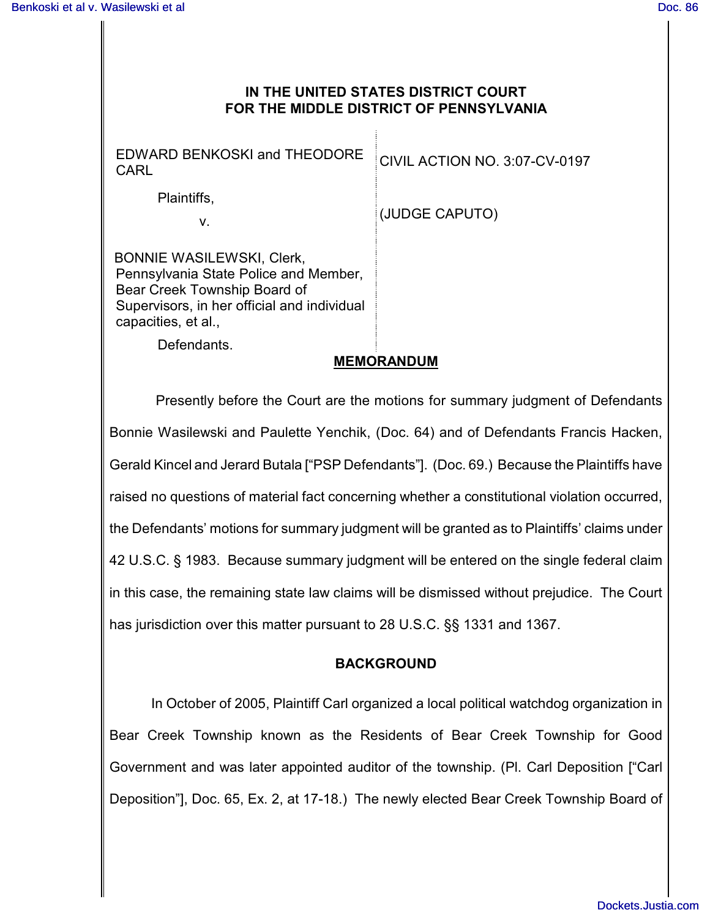**IN THE UNITED STATES DISTRICT COURT**
**FOR THE MIDDLE DISTRICT OF PENNSYLVANIA**

| | |
|---|---|
| EDWARD BENKOSKI and THEODORE CARL<br><br>Plaintiffs,<br><br>v.<br><br>BONNIE WASILEWSKI, Clerk, Pennsylvania State Police and Member, Bear Creek Township Board of Supervisors, in her official and individual capacities, et al.,<br><br>Defendants. | CIVIL ACTION NO. 3:07-CV-0197<br><br>(JUDGE CAPUTO) |

## MEMORANDUM

Presently before the Court are the motions for summary judgment of Defendants Bonnie Wasilewski and Paulette Yenchik, (Doc. 64) and of Defendants Francis Hacken, Gerald Kincel and Jerard Butala ["PSP Defendants"]. (Doc. 69.) Because the Plaintiffs have raised no questions of material fact concerning whether a constitutional violation occurred, the Defendants' motions for summary judgment will be granted as to Plaintiffs' claims under 42 U.S.C. § 1983. Because summary judgment will be entered on the single federal claim in this case, the remaining state law claims will be dismissed without prejudice. The Court has jurisdiction over this matter pursuant to 28 U.S.C. §§ 1331 and 1367.

### BACKGROUND

In October of 2005, Plaintiff Carl organized a local political watchdog organization in Bear Creek Township known as the Residents of Bear Creek Township for Good Government and was later appointed auditor of the township. (Pl. Carl Deposition ["Carl Deposition"], Doc. 65, Ex. 2, at 17-18.) The newly elected Bear Creek Township Board of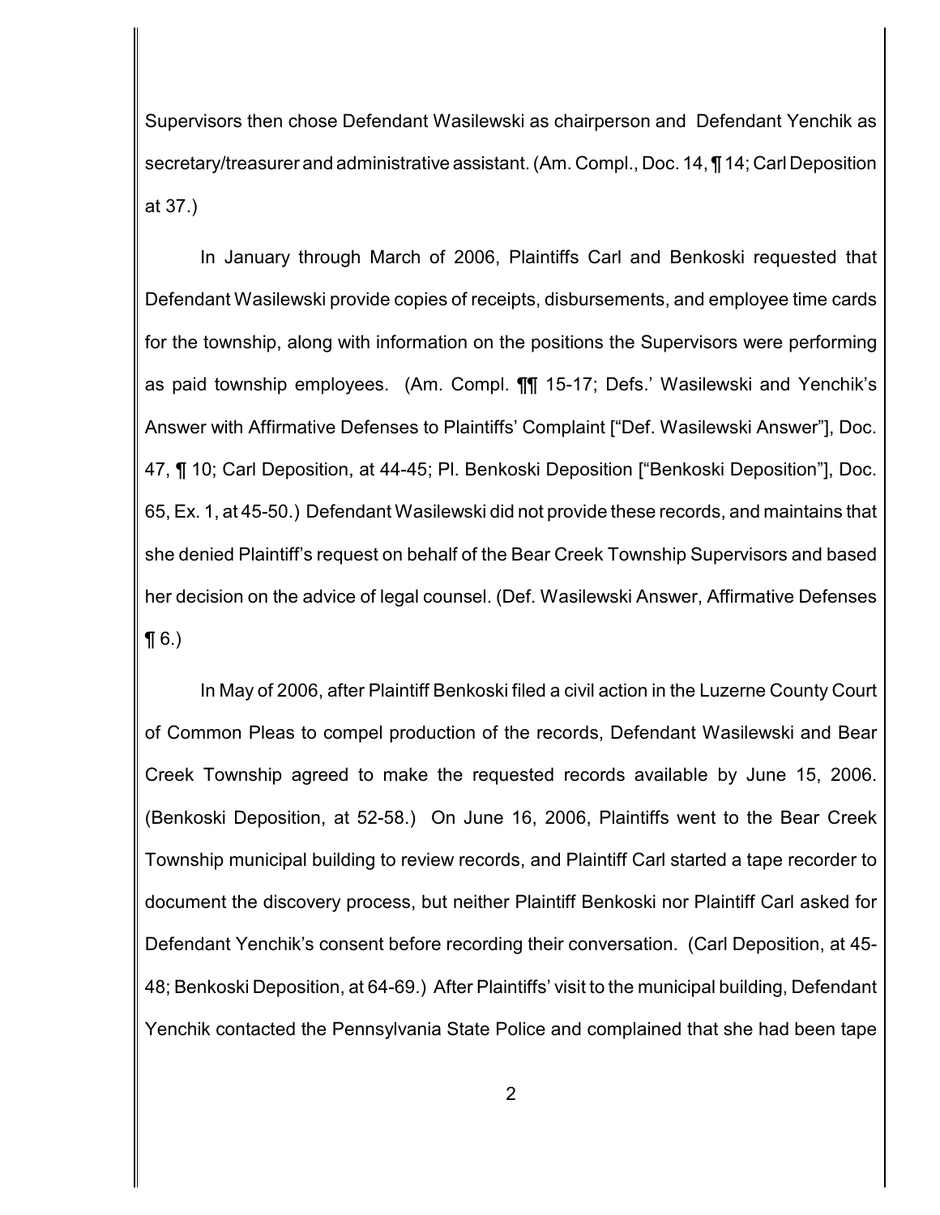Supervisors then chose Defendant Wasilewski as chairperson and Defendant Yenchik as secretary/treasurer and administrative assistant. (Am. Compl., Doc. 14, ¶ 14; Carl Deposition at 37.)

In January through March of 2006, Plaintiffs Carl and Benkoski requested that Defendant Wasilewski provide copies of receipts, disbursements, and employee time cards for the township, along with information on the positions the Supervisors were performing as paid township employees. (Am. Compl. ¶¶ 15-17; Defs.' Wasilewski and Yenchik's Answer with Affirmative Defenses to Plaintiffs' Complaint ["Def. Wasilewski Answer"], Doc. 47, ¶ 10; Carl Deposition, at 44-45; Pl. Benkoski Deposition ["Benkoski Deposition"], Doc. 65, Ex. 1, at 45-50.) Defendant Wasilewski did not provide these records, and maintains that she denied Plaintiff's request on behalf of the Bear Creek Township Supervisors and based her decision on the advice of legal counsel. (Def. Wasilewski Answer, Affirmative Defenses ¶ 6.)

In May of 2006, after Plaintiff Benkoski filed a civil action in the Luzerne County Court of Common Pleas to compel production of the records, Defendant Wasilewski and Bear Creek Township agreed to make the requested records available by June 15, 2006. (Benkoski Deposition, at 52-58.) On June 16, 2006, Plaintiffs went to the Bear Creek Township municipal building to review records, and Plaintiff Carl started a tape recorder to document the discovery process, but neither Plaintiff Benkoski nor Plaintiff Carl asked for Defendant Yenchik's consent before recording their conversation. (Carl Deposition, at 45-48; Benkoski Deposition, at 64-69.) After Plaintiffs' visit to the municipal building, Defendant Yenchik contacted the Pennsylvania State Police and complained that she had been tape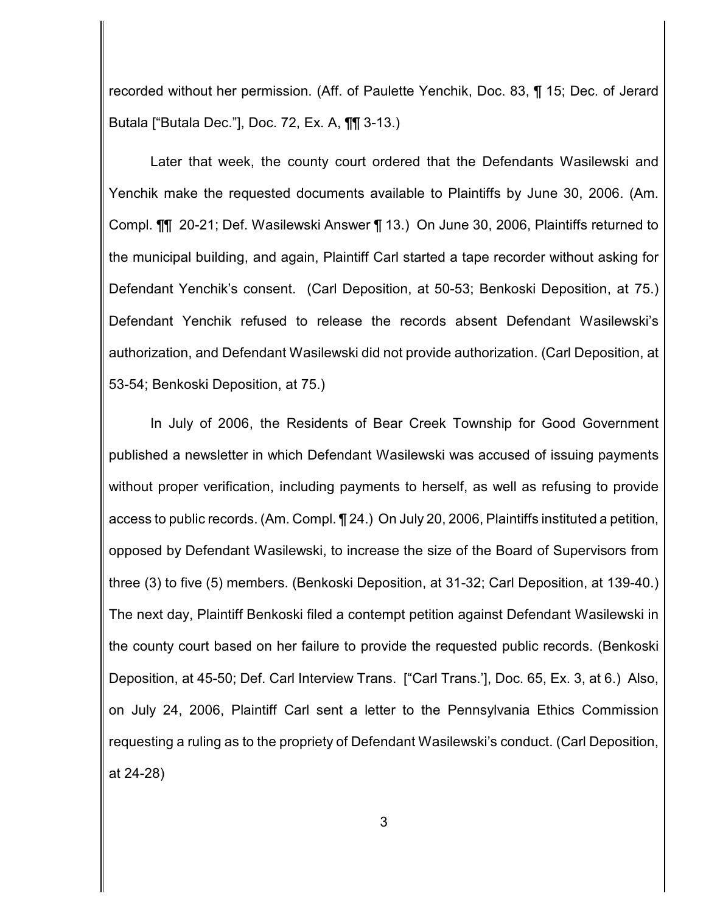recorded without her permission. (Aff. of Paulette Yenchik, Doc. 83, ¶ 15; Dec. of Jerard Butala ["Butala Dec."], Doc. 72, Ex. A, ¶¶ 3-13.)

Later that week, the county court ordered that the Defendants Wasilewski and Yenchik make the requested documents available to Plaintiffs by June 30, 2006. (Am. Compl. ¶¶ 20-21; Def. Wasilewski Answer ¶ 13.) On June 30, 2006, Plaintiffs returned to the municipal building, and again, Plaintiff Carl started a tape recorder without asking for Defendant Yenchik's consent. (Carl Deposition, at 50-53; Benkoski Deposition, at 75.) Defendant Yenchik refused to release the records absent Defendant Wasilewski's authorization, and Defendant Wasilewski did not provide authorization. (Carl Deposition, at 53-54; Benkoski Deposition, at 75.)

In July of 2006, the Residents of Bear Creek Township for Good Government published a newsletter in which Defendant Wasilewski was accused of issuing payments without proper verification, including payments to herself, as well as refusing to provide access to public records. (Am. Compl. ¶ 24.) On July 20, 2006, Plaintiffs instituted a petition, opposed by Defendant Wasilewski, to increase the size of the Board of Supervisors from three (3) to five (5) members. (Benkoski Deposition, at 31-32; Carl Deposition, at 139-40.) The next day, Plaintiff Benkoski filed a contempt petition against Defendant Wasilewski in the county court based on her failure to provide the requested public records. (Benkoski Deposition, at 45-50; Def. Carl Interview Trans. ["Carl Trans.'], Doc. 65, Ex. 3, at 6.) Also, on July 24, 2006, Plaintiff Carl sent a letter to the Pennsylvania Ethics Commission requesting a ruling as to the propriety of Defendant Wasilewski's conduct. (Carl Deposition, at 24-28)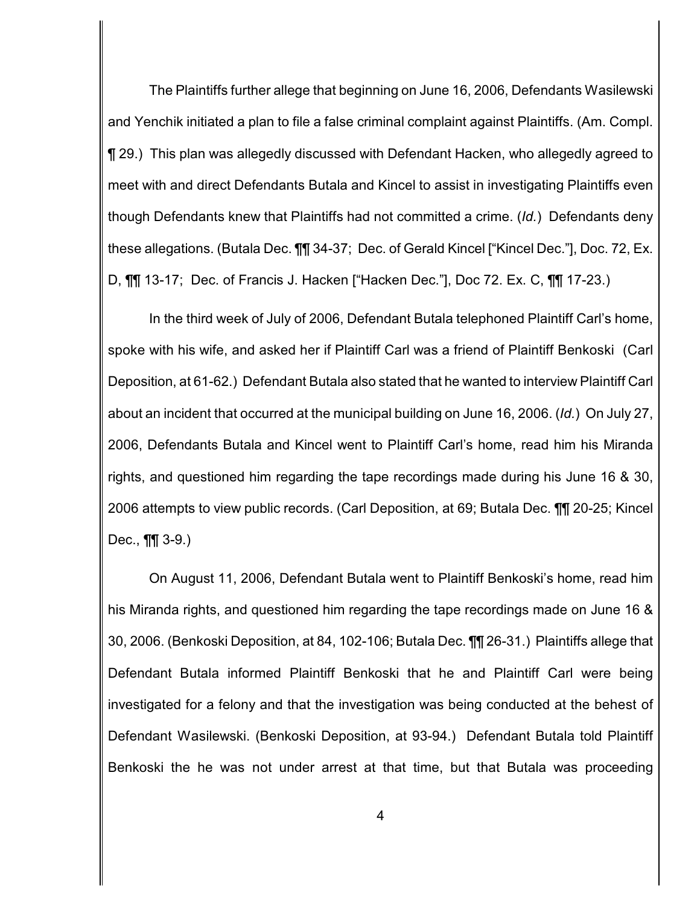The Plaintiffs further allege that beginning on June 16, 2006, Defendants Wasilewski and Yenchik initiated a plan to file a false criminal complaint against Plaintiffs. (Am. Compl. ¶ 29.) This plan was allegedly discussed with Defendant Hacken, who allegedly agreed to meet with and direct Defendants Butala and Kincel to assist in investigating Plaintiffs even though Defendants knew that Plaintiffs had not committed a crime. (*Id.*) Defendants deny these allegations. (Butala Dec. ¶¶ 34-37; Dec. of Gerald Kincel ["Kincel Dec."], Doc. 72, Ex. D, ¶¶ 13-17; Dec. of Francis J. Hacken ["Hacken Dec."], Doc 72. Ex. C, ¶¶ 17-23.)

In the third week of July of 2006, Defendant Butala telephoned Plaintiff Carl's home, spoke with his wife, and asked her if Plaintiff Carl was a friend of Plaintiff Benkoski (Carl Deposition, at 61-62.) Defendant Butala also stated that he wanted to interview Plaintiff Carl about an incident that occurred at the municipal building on June 16, 2006. (*Id.*) On July 27, 2006, Defendants Butala and Kincel went to Plaintiff Carl's home, read him his Miranda rights, and questioned him regarding the tape recordings made during his June 16 & 30, 2006 attempts to view public records. (Carl Deposition, at 69; Butala Dec. ¶¶ 20-25; Kincel Dec., ¶¶ 3-9.)

On August 11, 2006, Defendant Butala went to Plaintiff Benkoski's home, read him his Miranda rights, and questioned him regarding the tape recordings made on June 16 & 30, 2006. (Benkoski Deposition, at 84, 102-106; Butala Dec. ¶¶ 26-31.) Plaintiffs allege that Defendant Butala informed Plaintiff Benkoski that he and Plaintiff Carl were being investigated for a felony and that the investigation was being conducted at the behest of Defendant Wasilewski. (Benkoski Deposition, at 93-94.) Defendant Butala told Plaintiff Benkoski the he was not under arrest at that time, but that Butala was proceeding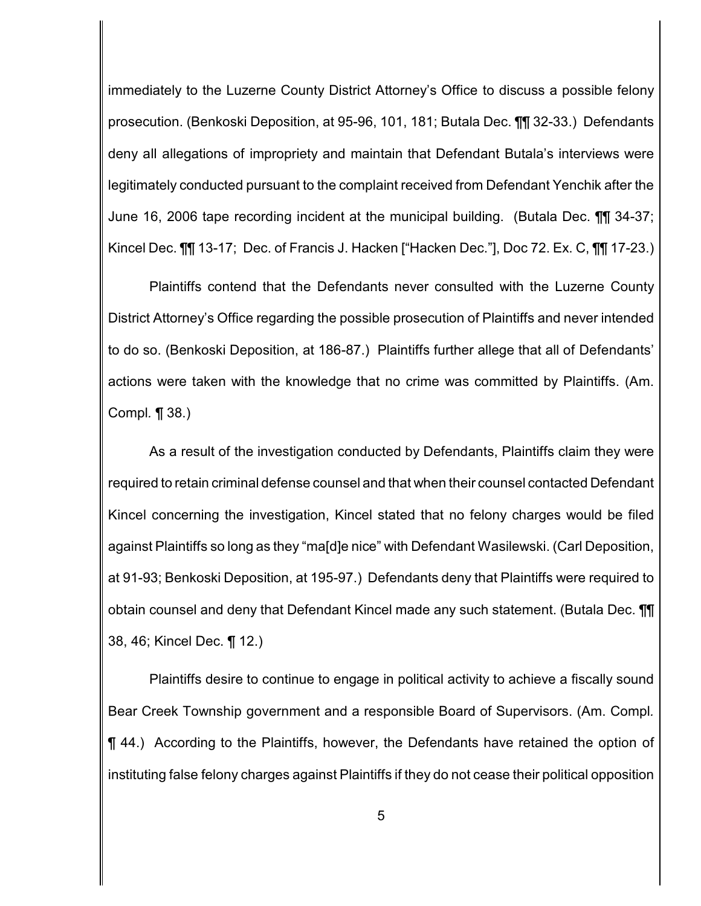immediately to the Luzerne County District Attorney's Office to discuss a possible felony prosecution. (Benkoski Deposition, at 95-96, 101, 181; Butala Dec. ¶¶ 32-33.) Defendants deny all allegations of impropriety and maintain that Defendant Butala's interviews were legitimately conducted pursuant to the complaint received from Defendant Yenchik after the June 16, 2006 tape recording incident at the municipal building. (Butala Dec. ¶¶ 34-37; Kincel Dec. ¶¶ 13-17; Dec. of Francis J. Hacken ["Hacken Dec."], Doc 72. Ex. C, ¶¶ 17-23.)

Plaintiffs contend that the Defendants never consulted with the Luzerne County District Attorney's Office regarding the possible prosecution of Plaintiffs and never intended to do so. (Benkoski Deposition, at 186-87.) Plaintiffs further allege that all of Defendants' actions were taken with the knowledge that no crime was committed by Plaintiffs. (Am. Compl. ¶ 38.)

As a result of the investigation conducted by Defendants, Plaintiffs claim they were required to retain criminal defense counsel and that when their counsel contacted Defendant Kincel concerning the investigation, Kincel stated that no felony charges would be filed against Plaintiffs so long as they "ma[d]e nice" with Defendant Wasilewski. (Carl Deposition, at 91-93; Benkoski Deposition, at 195-97.) Defendants deny that Plaintiffs were required to obtain counsel and deny that Defendant Kincel made any such statement. (Butala Dec. ¶¶ 38, 46; Kincel Dec. ¶ 12.)

Plaintiffs desire to continue to engage in political activity to achieve a fiscally sound Bear Creek Township government and a responsible Board of Supervisors. (Am. Compl. ¶ 44.) According to the Plaintiffs, however, the Defendants have retained the option of instituting false felony charges against Plaintiffs if they do not cease their political opposition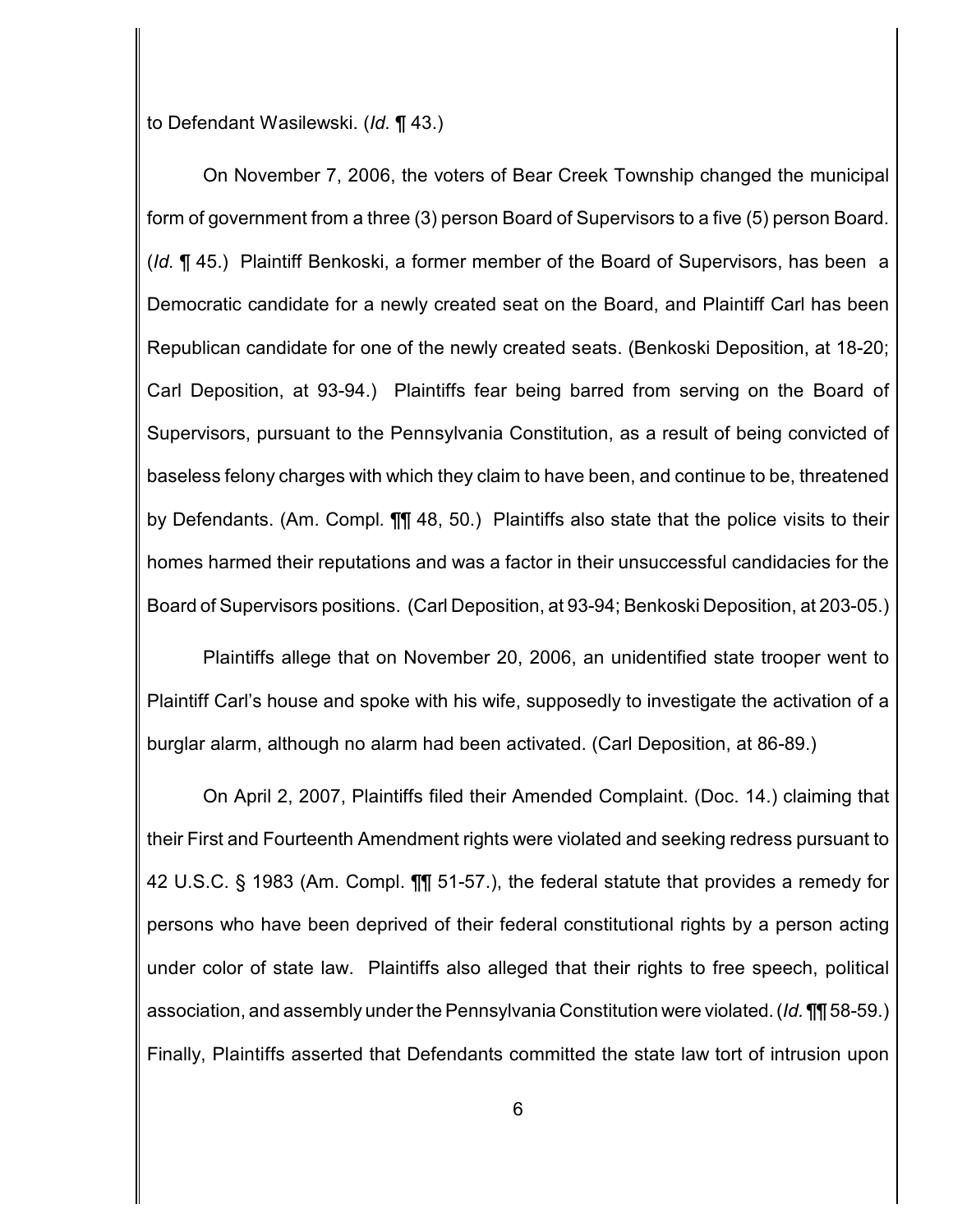to Defendant Wasilewski. (*Id.* ¶ 43.)

On November 7, 2006, the voters of Bear Creek Township changed the municipal form of government from a three (3) person Board of Supervisors to a five (5) person Board. (*Id.* ¶ 45.) Plaintiff Benkoski, a former member of the Board of Supervisors, has been a Democratic candidate for a newly created seat on the Board, and Plaintiff Carl has been Republican candidate for one of the newly created seats. (Benkoski Deposition, at 18-20; Carl Deposition, at 93-94.) Plaintiffs fear being barred from serving on the Board of Supervisors, pursuant to the Pennsylvania Constitution, as a result of being convicted of baseless felony charges with which they claim to have been, and continue to be, threatened by Defendants. (Am. Compl. ¶¶ 48, 50.) Plaintiffs also state that the police visits to their homes harmed their reputations and was a factor in their unsuccessful candidacies for the Board of Supervisors positions. (Carl Deposition, at 93-94; Benkoski Deposition, at 203-05.)

Plaintiffs allege that on November 20, 2006, an unidentified state trooper went to Plaintiff Carl's house and spoke with his wife, supposedly to investigate the activation of a burglar alarm, although no alarm had been activated. (Carl Deposition, at 86-89.)

On April 2, 2007, Plaintiffs filed their Amended Complaint. (Doc. 14.) claiming that their First and Fourteenth Amendment rights were violated and seeking redress pursuant to 42 U.S.C. § 1983 (Am. Compl. ¶¶ 51-57.), the federal statute that provides a remedy for persons who have been deprived of their federal constitutional rights by a person acting under color of state law. Plaintiffs also alleged that their rights to free speech, political association, and assembly under the Pennsylvania Constitution were violated. (*Id.* ¶¶ 58-59.) Finally, Plaintiffs asserted that Defendants committed the state law tort of intrusion upon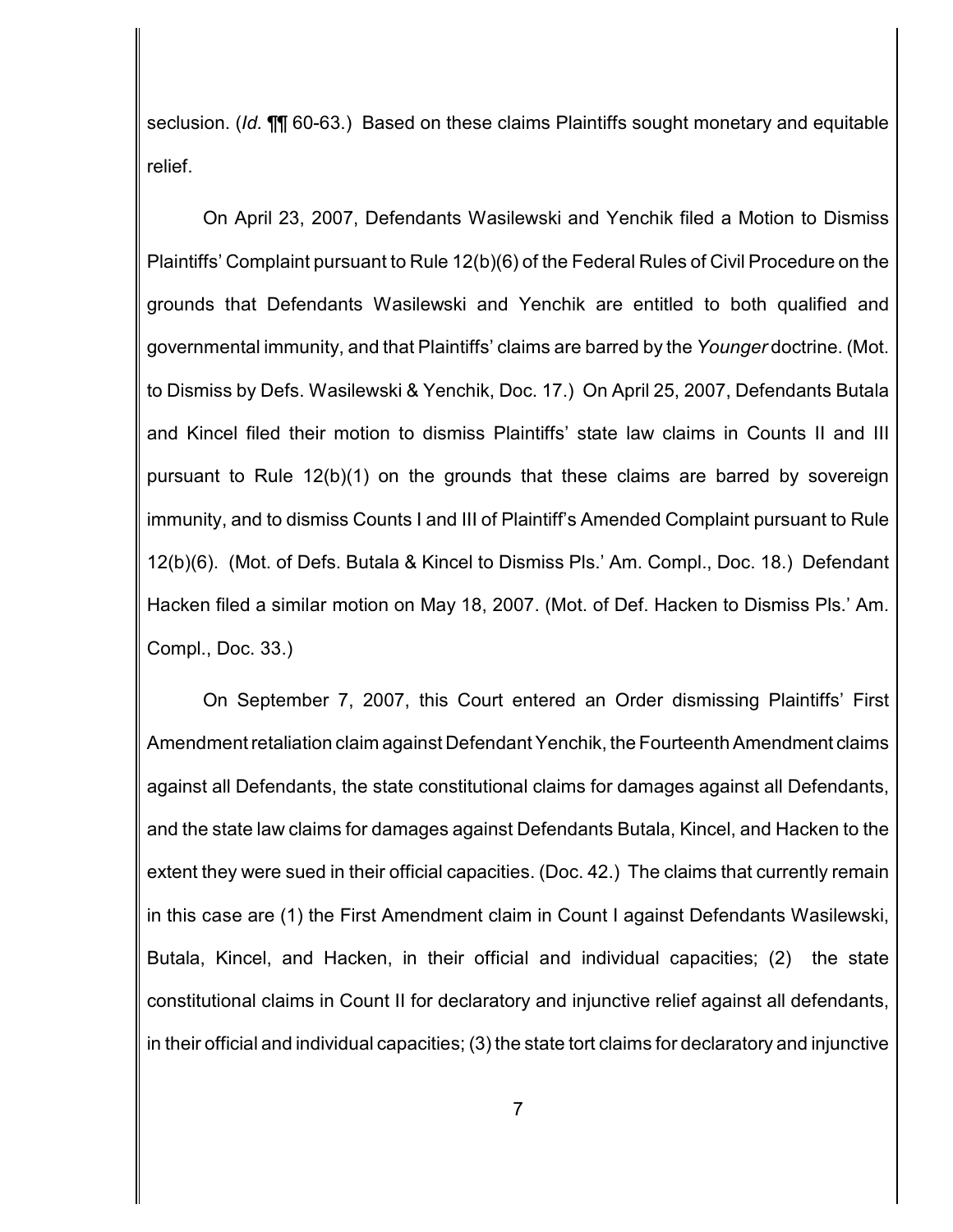seclusion. (*Id.* ¶¶ 60-63.) Based on these claims Plaintiffs sought monetary and equitable relief.

On April 23, 2007, Defendants Wasilewski and Yenchik filed a Motion to Dismiss Plaintiffs' Complaint pursuant to Rule 12(b)(6) of the Federal Rules of Civil Procedure on the grounds that Defendants Wasilewski and Yenchik are entitled to both qualified and governmental immunity, and that Plaintiffs' claims are barred by the *Younger* doctrine. (Mot. to Dismiss by Defs. Wasilewski & Yenchik, Doc. 17.) On April 25, 2007, Defendants Butala and Kincel filed their motion to dismiss Plaintiffs' state law claims in Counts II and III pursuant to Rule 12(b)(1) on the grounds that these claims are barred by sovereign immunity, and to dismiss Counts I and III of Plaintiff's Amended Complaint pursuant to Rule 12(b)(6). (Mot. of Defs. Butala & Kincel to Dismiss Pls.' Am. Compl., Doc. 18.) Defendant Hacken filed a similar motion on May 18, 2007. (Mot. of Def. Hacken to Dismiss Pls.' Am. Compl., Doc. 33.)

On September 7, 2007, this Court entered an Order dismissing Plaintiffs' First Amendment retaliation claim against Defendant Yenchik, the Fourteenth Amendment claims against all Defendants, the state constitutional claims for damages against all Defendants, and the state law claims for damages against Defendants Butala, Kincel, and Hacken to the extent they were sued in their official capacities. (Doc. 42.) The claims that currently remain in this case are (1) the First Amendment claim in Count I against Defendants Wasilewski, Butala, Kincel, and Hacken, in their official and individual capacities; (2) the state constitutional claims in Count II for declaratory and injunctive relief against all defendants, in their official and individual capacities; (3) the state tort claims for declaratory and injunctive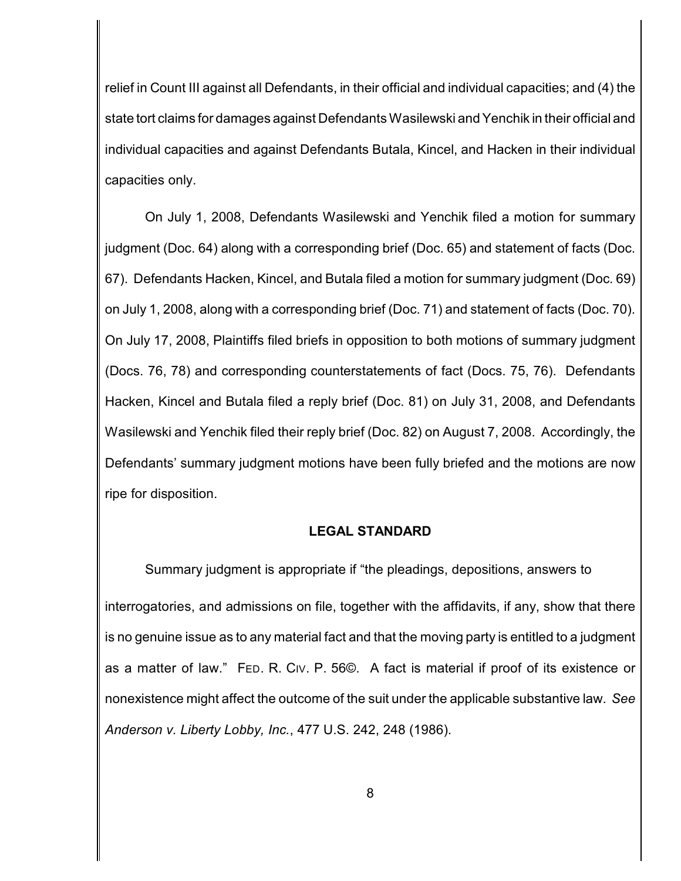relief in Count III against all Defendants, in their official and individual capacities; and (4) the state tort claims for damages against Defendants Wasilewski and Yenchik in their official and individual capacities and against Defendants Butala, Kincel, and Hacken in their individual capacities only.

On July 1, 2008, Defendants Wasilewski and Yenchik filed a motion for summary judgment (Doc. 64) along with a corresponding brief (Doc. 65) and statement of facts (Doc. 67). Defendants Hacken, Kincel, and Butala filed a motion for summary judgment (Doc. 69) on July 1, 2008, along with a corresponding brief (Doc. 71) and statement of facts (Doc. 70). On July 17, 2008, Plaintiffs filed briefs in opposition to both motions of summary judgment (Docs. 76, 78) and corresponding counterstatements of fact (Docs. 75, 76). Defendants Hacken, Kincel and Butala filed a reply brief (Doc. 81) on July 31, 2008, and Defendants Wasilewski and Yenchik filed their reply brief (Doc. 82) on August 7, 2008. Accordingly, the Defendants' summary judgment motions have been fully briefed and the motions are now ripe for disposition.

## LEGAL STANDARD

Summary judgment is appropriate if "the pleadings, depositions, answers to interrogatories, and admissions on file, together with the affidavits, if any, show that there is no genuine issue as to any material fact and that the moving party is entitled to a judgment as a matter of law." FED. R. CIV. P. 56©. A fact is material if proof of its existence or nonexistence might affect the outcome of the suit under the applicable substantive law. *See Anderson v. Liberty Lobby, Inc.*, 477 U.S. 242, 248 (1986).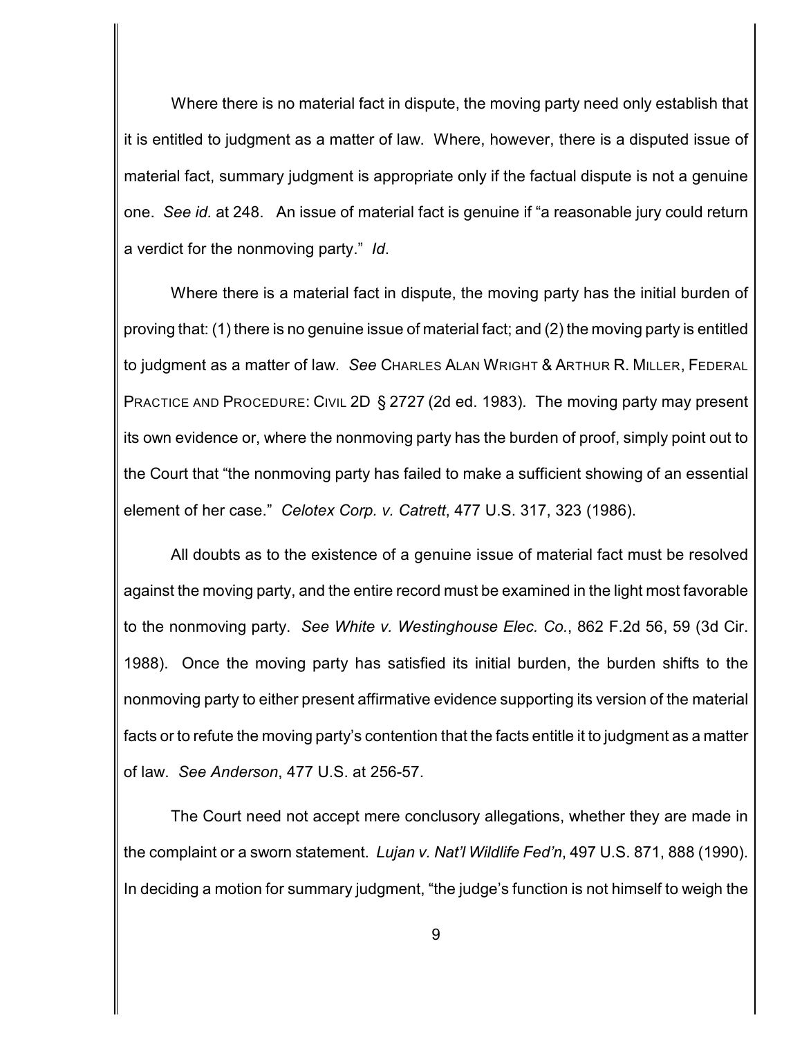Where there is no material fact in dispute, the moving party need only establish that it is entitled to judgment as a matter of law. Where, however, there is a disputed issue of material fact, summary judgment is appropriate only if the factual dispute is not a genuine one. *See id.* at 248. An issue of material fact is genuine if "a reasonable jury could return a verdict for the nonmoving party." *Id*.

Where there is a material fact in dispute, the moving party has the initial burden of proving that: (1) there is no genuine issue of material fact; and (2) the moving party is entitled to judgment as a matter of law. *See* CHARLES ALAN WRIGHT & ARTHUR R. MILLER, FEDERAL PRACTICE AND PROCEDURE: CIVIL 2D § 2727 (2d ed. 1983). The moving party may present its own evidence or, where the nonmoving party has the burden of proof, simply point out to the Court that "the nonmoving party has failed to make a sufficient showing of an essential element of her case." *Celotex Corp. v. Catrett*, 477 U.S. 317, 323 (1986).

All doubts as to the existence of a genuine issue of material fact must be resolved against the moving party, and the entire record must be examined in the light most favorable to the nonmoving party. *See White v. Westinghouse Elec. Co.*, 862 F.2d 56, 59 (3d Cir. 1988). Once the moving party has satisfied its initial burden, the burden shifts to the nonmoving party to either present affirmative evidence supporting its version of the material facts or to refute the moving party's contention that the facts entitle it to judgment as a matter of law. *See Anderson*, 477 U.S. at 256-57.

The Court need not accept mere conclusory allegations, whether they are made in the complaint or a sworn statement. *Lujan v. Nat'l Wildlife Fed'n*, 497 U.S. 871, 888 (1990). In deciding a motion for summary judgment, "the judge's function is not himself to weigh the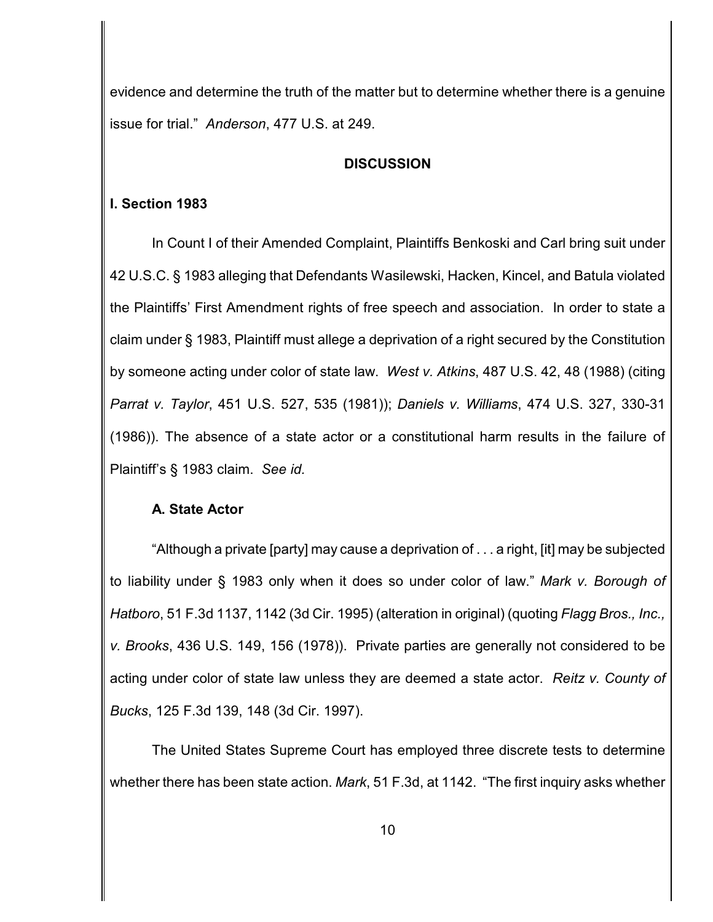evidence and determine the truth of the matter but to determine whether there is a genuine issue for trial." *Anderson*, 477 U.S. at 249.

## DISCUSSION

### I. Section 1983

In Count I of their Amended Complaint, Plaintiffs Benkoski and Carl bring suit under 42 U.S.C. § 1983 alleging that Defendants Wasilewski, Hacken, Kincel, and Batula violated the Plaintiffs' First Amendment rights of free speech and association. In order to state a claim under § 1983, Plaintiff must allege a deprivation of a right secured by the Constitution by someone acting under color of state law. *West v. Atkins*, 487 U.S. 42, 48 (1988) (citing *Parrat v. Taylor*, 451 U.S. 527, 535 (1981)); *Daniels v. Williams*, 474 U.S. 327, 330-31 (1986)). The absence of a state actor or a constitutional harm results in the failure of Plaintiff's § 1983 claim. *See id.*

#### A. State Actor

"Although a private [party] may cause a deprivation of . . . a right, [it] may be subjected to liability under § 1983 only when it does so under color of law." *Mark v. Borough of Hatboro*, 51 F.3d 1137, 1142 (3d Cir. 1995) (alteration in original) (quoting *Flagg Bros., Inc., v. Brooks*, 436 U.S. 149, 156 (1978)). Private parties are generally not considered to be acting under color of state law unless they are deemed a state actor. *Reitz v. County of Bucks*, 125 F.3d 139, 148 (3d Cir. 1997).

The United States Supreme Court has employed three discrete tests to determine whether there has been state action. *Mark*, 51 F.3d, at 1142. "The first inquiry asks whether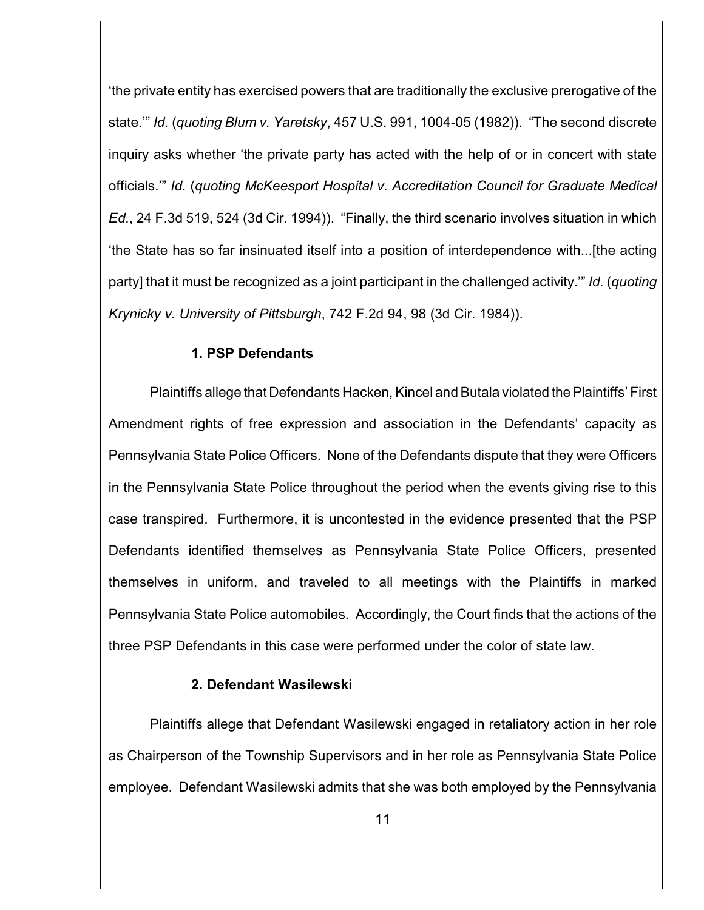'the private entity has exercised powers that are traditionally the exclusive prerogative of the state.'" *Id.* (*quoting Blum v. Yaretsky*, 457 U.S. 991, 1004-05 (1982)). "The second discrete inquiry asks whether 'the private party has acted with the help of or in concert with state officials.'" *Id.* (*quoting McKeesport Hospital v. Accreditation Council for Graduate Medical Ed.*, 24 F.3d 519, 524 (3d Cir. 1994)). "Finally, the third scenario involves situation in which 'the State has so far insinuated itself into a position of interdependence with...[the acting party] that it must be recognized as a joint participant in the challenged activity.'" *Id.* (*quoting Krynicky v. University of Pittsburgh*, 742 F.2d 94, 98 (3d Cir. 1984)).

**1. PSP Defendants**

Plaintiffs allege that Defendants Hacken, Kincel and Butala violated the Plaintiffs' First Amendment rights of free expression and association in the Defendants' capacity as Pennsylvania State Police Officers. None of the Defendants dispute that they were Officers in the Pennsylvania State Police throughout the period when the events giving rise to this case transpired. Furthermore, it is uncontested in the evidence presented that the PSP Defendants identified themselves as Pennsylvania State Police Officers, presented themselves in uniform, and traveled to all meetings with the Plaintiffs in marked Pennsylvania State Police automobiles. Accordingly, the Court finds that the actions of the three PSP Defendants in this case were performed under the color of state law.

**2. Defendant Wasilewski**

Plaintiffs allege that Defendant Wasilewski engaged in retaliatory action in her role as Chairperson of the Township Supervisors and in her role as Pennsylvania State Police employee. Defendant Wasilewski admits that she was both employed by the Pennsylvania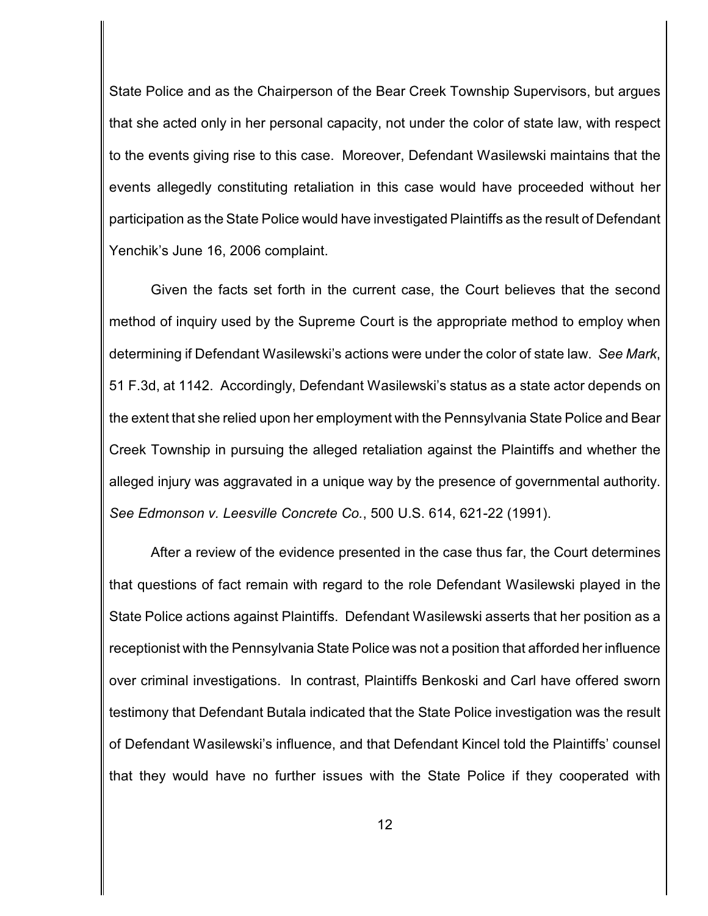State Police and as the Chairperson of the Bear Creek Township Supervisors, but argues that she acted only in her personal capacity, not under the color of state law, with respect to the events giving rise to this case. Moreover, Defendant Wasilewski maintains that the events allegedly constituting retaliation in this case would have proceeded without her participation as the State Police would have investigated Plaintiffs as the result of Defendant Yenchik's June 16, 2006 complaint.

Given the facts set forth in the current case, the Court believes that the second method of inquiry used by the Supreme Court is the appropriate method to employ when determining if Defendant Wasilewski's actions were under the color of state law. *See Mark*, 51 F.3d, at 1142. Accordingly, Defendant Wasilewski's status as a state actor depends on the extent that she relied upon her employment with the Pennsylvania State Police and Bear Creek Township in pursuing the alleged retaliation against the Plaintiffs and whether the alleged injury was aggravated in a unique way by the presence of governmental authority. *See Edmonson v. Leesville Concrete Co.*, 500 U.S. 614, 621-22 (1991).

After a review of the evidence presented in the case thus far, the Court determines that questions of fact remain with regard to the role Defendant Wasilewski played in the State Police actions against Plaintiffs. Defendant Wasilewski asserts that her position as a receptionist with the Pennsylvania State Police was not a position that afforded her influence over criminal investigations. In contrast, Plaintiffs Benkoski and Carl have offered sworn testimony that Defendant Butala indicated that the State Police investigation was the result of Defendant Wasilewski's influence, and that Defendant Kincel told the Plaintiffs' counsel that they would have no further issues with the State Police if they cooperated with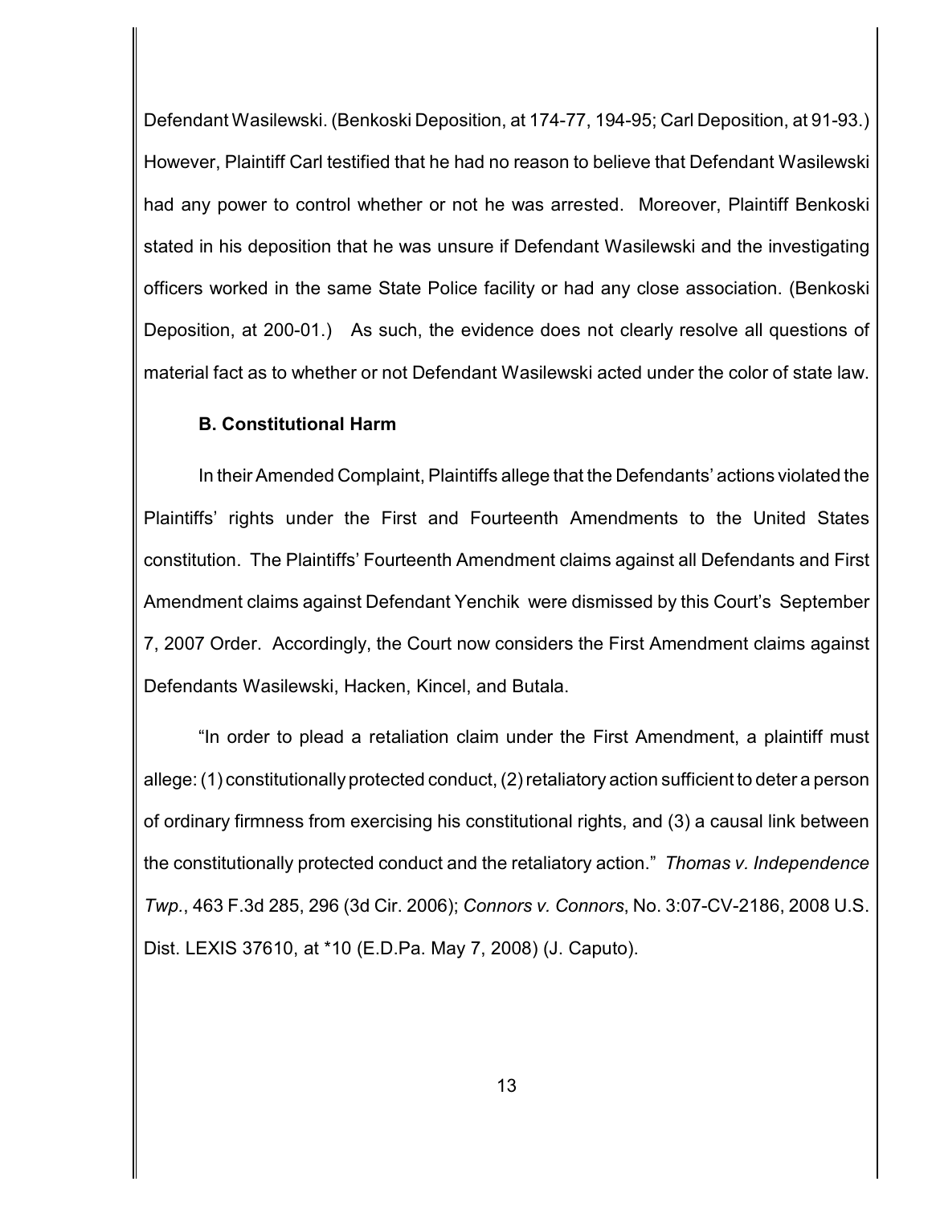Defendant Wasilewski. (Benkoski Deposition, at 174-77, 194-95; Carl Deposition, at 91-93.) However, Plaintiff Carl testified that he had no reason to believe that Defendant Wasilewski had any power to control whether or not he was arrested. Moreover, Plaintiff Benkoski stated in his deposition that he was unsure if Defendant Wasilewski and the investigating officers worked in the same State Police facility or had any close association. (Benkoski Deposition, at 200-01.) As such, the evidence does not clearly resolve all questions of material fact as to whether or not Defendant Wasilewski acted under the color of state law.

**B. Constitutional Harm**

In their Amended Complaint, Plaintiffs allege that the Defendants' actions violated the Plaintiffs' rights under the First and Fourteenth Amendments to the United States constitution. The Plaintiffs' Fourteenth Amendment claims against all Defendants and First Amendment claims against Defendant Yenchik were dismissed by this Court's September 7, 2007 Order. Accordingly, the Court now considers the First Amendment claims against Defendants Wasilewski, Hacken, Kincel, and Butala.

"In order to plead a retaliation claim under the First Amendment, a plaintiff must allege: (1) constitutionally protected conduct, (2) retaliatory action sufficient to deter a person of ordinary firmness from exercising his constitutional rights, and (3) a causal link between the constitutionally protected conduct and the retaliatory action." *Thomas v. Independence Twp.*, 463 F.3d 285, 296 (3d Cir. 2006); *Connors v. Connors*, No. 3:07-CV-2186, 2008 U.S. Dist. LEXIS 37610, at *10 (E.D.Pa. May 7, 2008) (J. Caputo).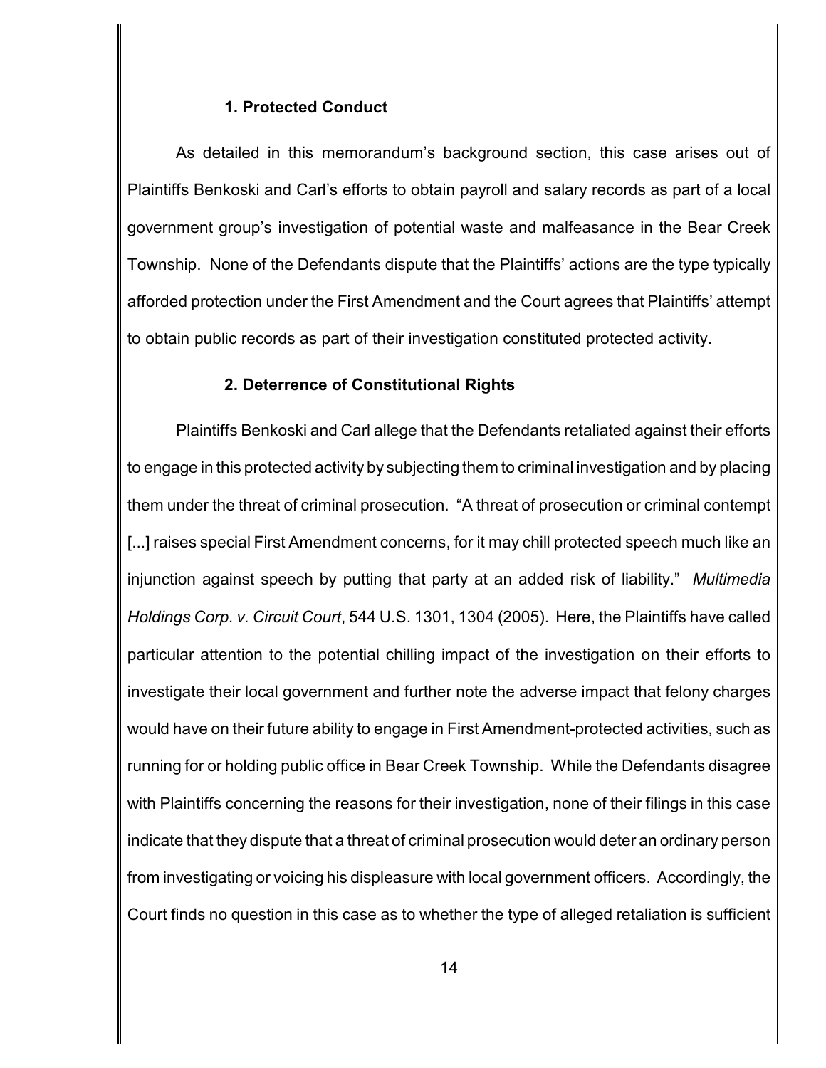### 1. Protected Conduct

As detailed in this memorandum's background section, this case arises out of Plaintiffs Benkoski and Carl's efforts to obtain payroll and salary records as part of a local government group's investigation of potential waste and malfeasance in the Bear Creek Township. None of the Defendants dispute that the Plaintiffs' actions are the type typically afforded protection under the First Amendment and the Court agrees that Plaintiffs' attempt to obtain public records as part of their investigation constituted protected activity.

### 2. Deterrence of Constitutional Rights

Plaintiffs Benkoski and Carl allege that the Defendants retaliated against their efforts to engage in this protected activity by subjecting them to criminal investigation and by placing them under the threat of criminal prosecution. "A threat of prosecution or criminal contempt [...] raises special First Amendment concerns, for it may chill protected speech much like an injunction against speech by putting that party at an added risk of liability." *Multimedia Holdings Corp. v. Circuit Court*, 544 U.S. 1301, 1304 (2005). Here, the Plaintiffs have called particular attention to the potential chilling impact of the investigation on their efforts to investigate their local government and further note the adverse impact that felony charges would have on their future ability to engage in First Amendment-protected activities, such as running for or holding public office in Bear Creek Township. While the Defendants disagree with Plaintiffs concerning the reasons for their investigation, none of their filings in this case indicate that they dispute that a threat of criminal prosecution would deter an ordinary person from investigating or voicing his displeasure with local government officers. Accordingly, the Court finds no question in this case as to whether the type of alleged retaliation is sufficient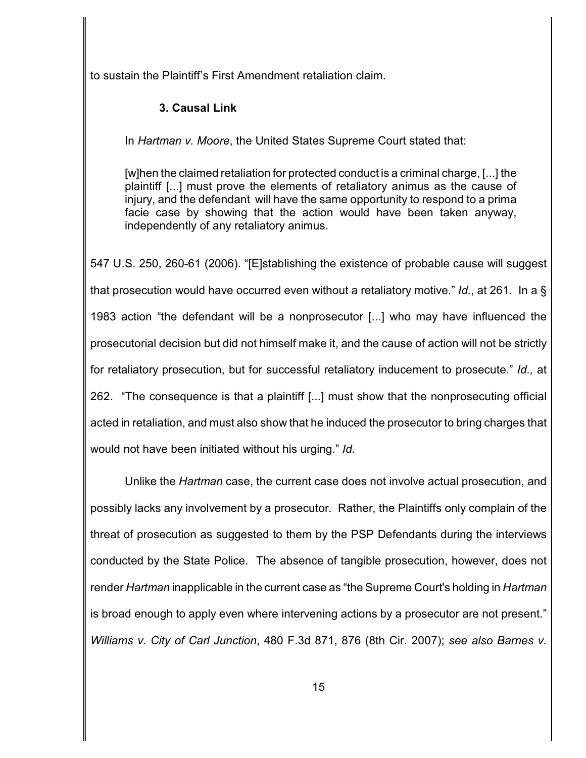to sustain the Plaintiff's First Amendment retaliation claim.

### 3. Causal Link

In *Hartman v. Moore*, the United States Supreme Court stated that:

> [w]hen the claimed retaliation for protected conduct is a criminal charge, [...] the plaintiff [...] must prove the elements of retaliatory animus as the cause of injury, and the defendant will have the same opportunity to respond to a prima facie case by showing that the action would have been taken anyway, independently of any retaliatory animus.

547 U.S. 250, 260-61 (2006). "[E]stablishing the existence of probable cause will suggest that prosecution would have occurred even without a retaliatory motive." *Id.*, at 261. In a § 1983 action "the defendant will be a nonprosecutor [...] who may have influenced the prosecutorial decision but did not himself make it, and the cause of action will not be strictly for retaliatory prosecution, but for successful retaliatory inducement to prosecute." *Id.,* at 262. "The consequence is that a plaintiff [...] must show that the nonprosecuting official acted in retaliation, and must also show that he induced the prosecutor to bring charges that would not have been initiated without his urging." *Id.*

Unlike the *Hartman* case, the current case does not involve actual prosecution, and possibly lacks any involvement by a prosecutor. Rather, the Plaintiffs only complain of the threat of prosecution as suggested to them by the PSP Defendants during the interviews conducted by the State Police. The absence of tangible prosecution, however, does not render *Hartman* inapplicable in the current case as "the Supreme Court's holding in *Hartman* is broad enough to apply even where intervening actions by a prosecutor are not present." *Williams v. City of Carl Junction*, 480 F.3d 871, 876 (8th Cir. 2007); *see also Barnes v.*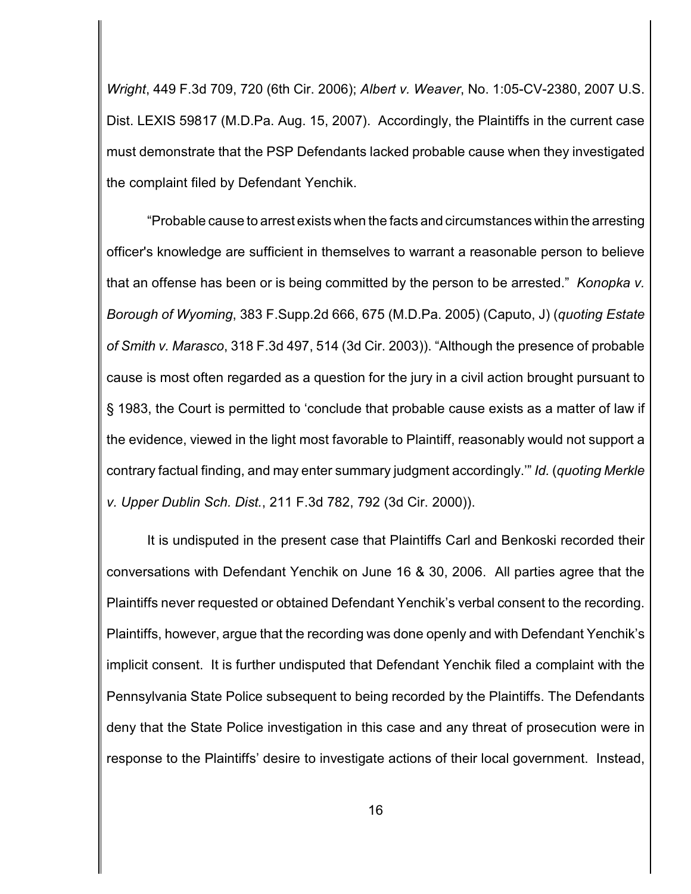*Wright*, 449 F.3d 709, 720 (6th Cir. 2006); *Albert v. Weaver*, No. 1:05-CV-2380, 2007 U.S. Dist. LEXIS 59817 (M.D.Pa. Aug. 15, 2007). Accordingly, the Plaintiffs in the current case must demonstrate that the PSP Defendants lacked probable cause when they investigated the complaint filed by Defendant Yenchik.

"Probable cause to arrest exists when the facts and circumstances within the arresting officer's knowledge are sufficient in themselves to warrant a reasonable person to believe that an offense has been or is being committed by the person to be arrested." *Konopka v. Borough of Wyoming*, 383 F.Supp.2d 666, 675 (M.D.Pa. 2005) (Caputo, J) (*quoting Estate of Smith v. Marasco*, 318 F.3d 497, 514 (3d Cir. 2003)). "Although the presence of probable cause is most often regarded as a question for the jury in a civil action brought pursuant to § 1983, the Court is permitted to 'conclude that probable cause exists as a matter of law if the evidence, viewed in the light most favorable to Plaintiff, reasonably would not support a contrary factual finding, and may enter summary judgment accordingly.'" *Id.* (*quoting Merkle v. Upper Dublin Sch. Dist.*, 211 F.3d 782, 792 (3d Cir. 2000)).

It is undisputed in the present case that Plaintiffs Carl and Benkoski recorded their conversations with Defendant Yenchik on June 16 & 30, 2006. All parties agree that the Plaintiffs never requested or obtained Defendant Yenchik's verbal consent to the recording. Plaintiffs, however, argue that the recording was done openly and with Defendant Yenchik's implicit consent. It is further undisputed that Defendant Yenchik filed a complaint with the Pennsylvania State Police subsequent to being recorded by the Plaintiffs. The Defendants deny that the State Police investigation in this case and any threat of prosecution were in response to the Plaintiffs' desire to investigate actions of their local government. Instead,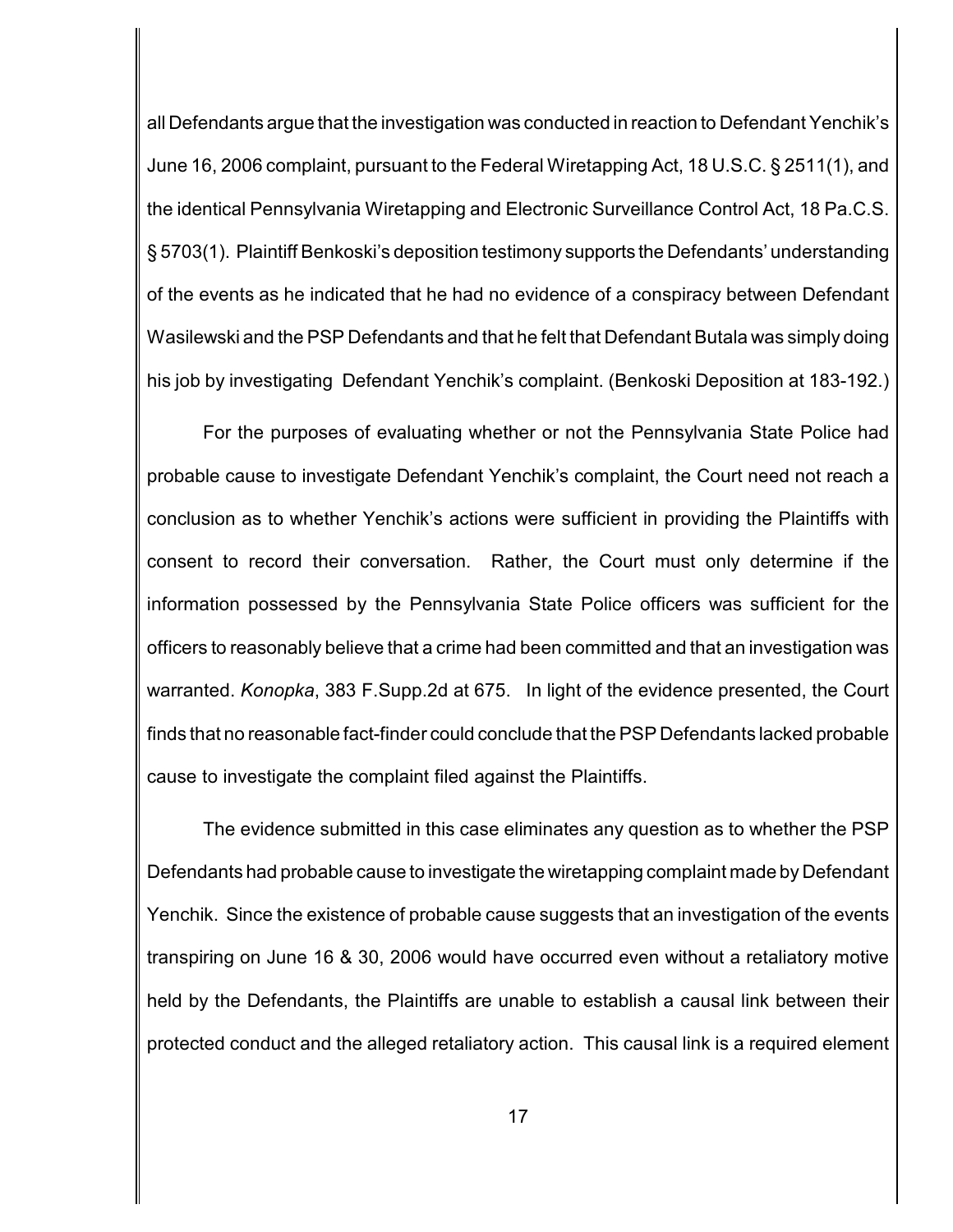all Defendants argue that the investigation was conducted in reaction to Defendant Yenchik's June 16, 2006 complaint, pursuant to the Federal Wiretapping Act, 18 U.S.C. § 2511(1), and the identical Pennsylvania Wiretapping and Electronic Surveillance Control Act, 18 Pa.C.S. § 5703(1). Plaintiff Benkoski's deposition testimony supports the Defendants' understanding of the events as he indicated that he had no evidence of a conspiracy between Defendant Wasilewski and the PSP Defendants and that he felt that Defendant Butala was simply doing his job by investigating Defendant Yenchik's complaint. (Benkoski Deposition at 183-192.)

For the purposes of evaluating whether or not the Pennsylvania State Police had probable cause to investigate Defendant Yenchik's complaint, the Court need not reach a conclusion as to whether Yenchik's actions were sufficient in providing the Plaintiffs with consent to record their conversation. Rather, the Court must only determine if the information possessed by the Pennsylvania State Police officers was sufficient for the officers to reasonably believe that a crime had been committed and that an investigation was warranted. *Konopka*, 383 F.Supp.2d at 675. In light of the evidence presented, the Court finds that no reasonable fact-finder could conclude that the PSP Defendants lacked probable cause to investigate the complaint filed against the Plaintiffs.

The evidence submitted in this case eliminates any question as to whether the PSP Defendants had probable cause to investigate the wiretapping complaint made by Defendant Yenchik. Since the existence of probable cause suggests that an investigation of the events transpiring on June 16 & 30, 2006 would have occurred even without a retaliatory motive held by the Defendants, the Plaintiffs are unable to establish a causal link between their protected conduct and the alleged retaliatory action. This causal link is a required element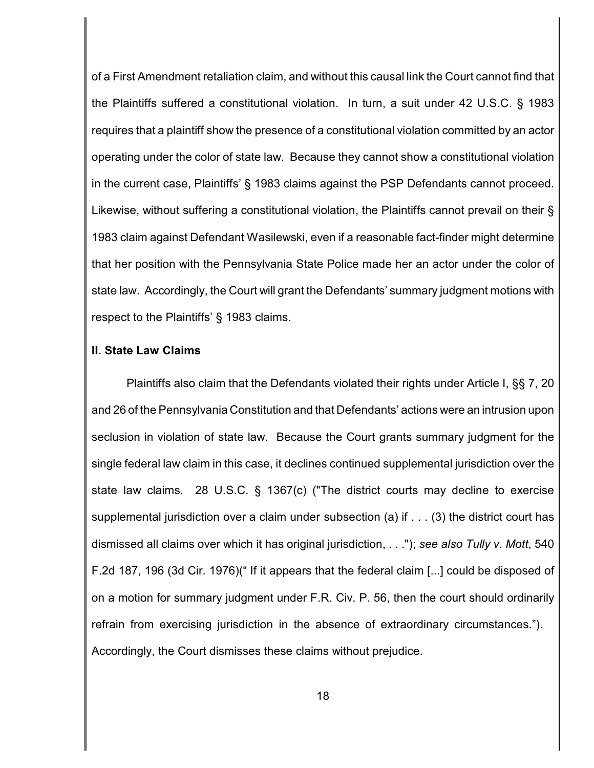of a First Amendment retaliation claim, and without this causal link the Court cannot find that the Plaintiffs suffered a constitutional violation. In turn, a suit under 42 U.S.C. § 1983 requires that a plaintiff show the presence of a constitutional violation committed by an actor operating under the color of state law. Because they cannot show a constitutional violation in the current case, Plaintiffs' § 1983 claims against the PSP Defendants cannot proceed. Likewise, without suffering a constitutional violation, the Plaintiffs cannot prevail on their § 1983 claim against Defendant Wasilewski, even if a reasonable fact-finder might determine that her position with the Pennsylvania State Police made her an actor under the color of state law. Accordingly, the Court will grant the Defendants' summary judgment motions with respect to the Plaintiffs' § 1983 claims.

**II. State Law Claims**

Plaintiffs also claim that the Defendants violated their rights under Article I, §§ 7, 20 and 26 of the Pennsylvania Constitution and that Defendants' actions were an intrusion upon seclusion in violation of state law. Because the Court grants summary judgment for the single federal law claim in this case, it declines continued supplemental jurisdiction over the state law claims. 28 U.S.C. § 1367(c) ("The district courts may decline to exercise supplemental jurisdiction over a claim under subsection (a) if . . . (3) the district court has dismissed all claims over which it has original jurisdiction, . . ."); *see also Tully v. Mott*, 540 F.2d 187, 196 (3d Cir. 1976)(" If it appears that the federal claim [...] could be disposed of on a motion for summary judgment under F.R. Civ. P. 56, then the court should ordinarily refrain from exercising jurisdiction in the absence of extraordinary circumstances."). Accordingly, the Court dismisses these claims without prejudice.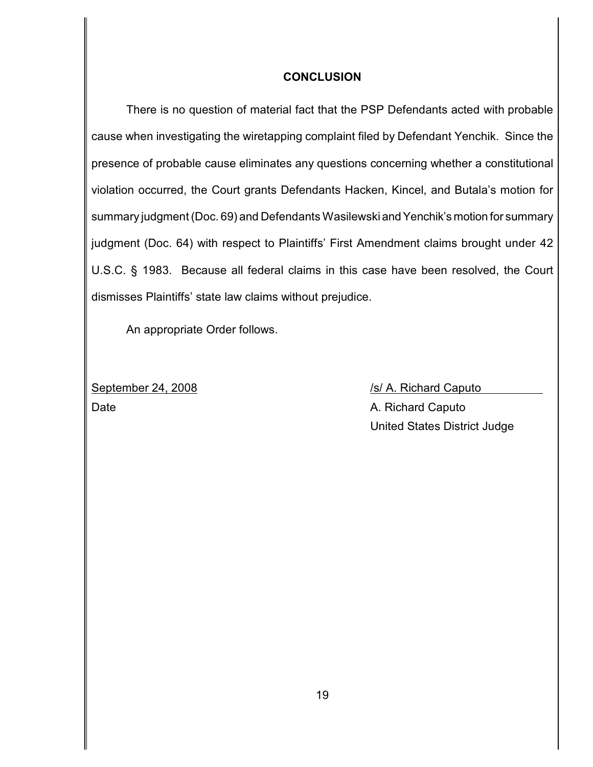## CONCLUSION

There is no question of material fact that the PSP Defendants acted with probable cause when investigating the wiretapping complaint filed by Defendant Yenchik. Since the presence of probable cause eliminates any questions concerning whether a constitutional violation occurred, the Court grants Defendants Hacken, Kincel, and Butala's motion for summary judgment (Doc. 69) and Defendants Wasilewski and Yenchik's motion for summary judgment (Doc. 64) with respect to Plaintiffs' First Amendment claims brought under 42 U.S.C. § 1983. Because all federal claims in this case have been resolved, the Court dismisses Plaintiffs' state law claims without prejudice.

An appropriate Order follows.

September 24, 2008
Date

/s/ A. Richard Caputo
A. Richard Caputo
United States District Judge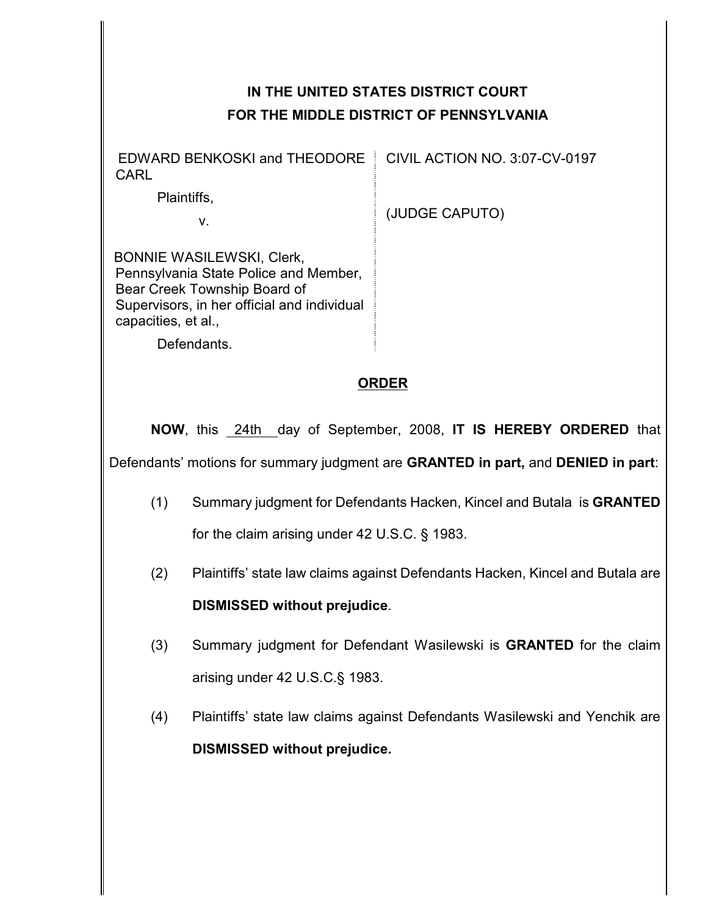**IN THE UNITED STATES DISTRICT COURT**
**FOR THE MIDDLE DISTRICT OF PENNSYLVANIA**

| | |
|---|---|
| EDWARD BENKOSKI and THEODORE CARL<br><br>Plaintiffs,<br><br>v.<br><br>BONNIE WASILEWSKI, Clerk, Pennsylvania State Police and Member, Bear Creek Township Board of Supervisors, in her official and individual capacities, et al.,<br><br>Defendants. | CIVIL ACTION NO. 3:07-CV-0197<br><br>(JUDGE CAPUTO) |

**ORDER**

**NOW**, this 24th day of September, 2008, **IT IS HEREBY ORDERED** that Defendants' motions for summary judgment are **GRANTED in part,** and **DENIED in part**:

(1) Summary judgment for Defendants Hacken, Kincel and Butala is **GRANTED** for the claim arising under 42 U.S.C. § 1983.

(2) Plaintiffs' state law claims against Defendants Hacken, Kincel and Butala are **DISMISSED without prejudice**.

(3) Summary judgment for Defendant Wasilewski is **GRANTED** for the claim arising under 42 U.S.C.§ 1983.

(4) Plaintiffs' state law claims against Defendants Wasilewski and Yenchik are **DISMISSED without prejudice.**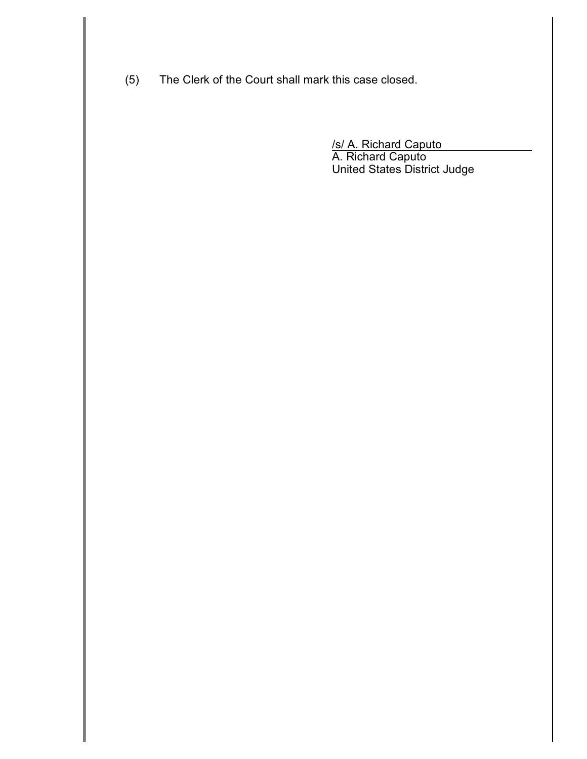(5) The Clerk of the Court shall mark this case closed.

/s/ A. Richard Caputo

A. Richard Caputo
United States District Judge